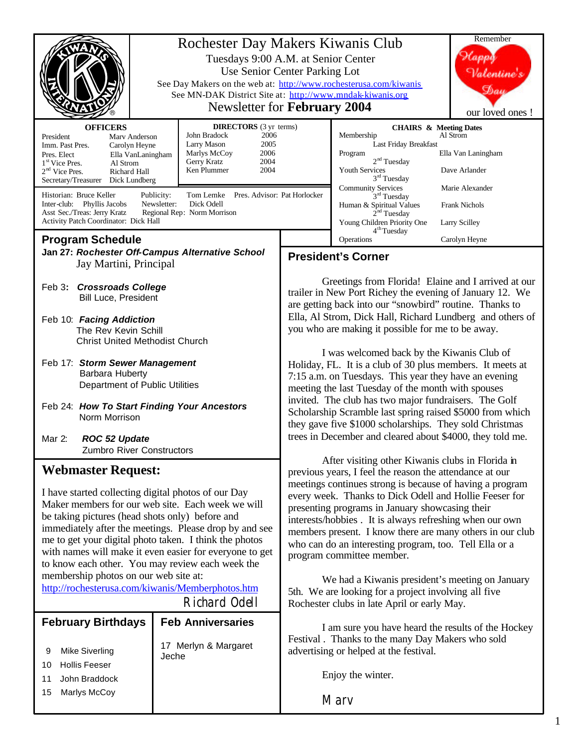# Rochester Day Makers Kiwanis Club

Tuesdays 9:00 A.M. at Senior Center
Use Senior Center Parking Lot
See Day Makers on the web at: http://www.rochesterusa.com/kiwanis
See MN-DAK District Site at: http://www.mndak-kiwanis.org
Newsletter for **February 2004**

Remember Happy Valentine's Day our loved ones !

**OFFICERS**

| | |
|---|---|
| President | Marv Anderson |
| Imm. Past Pres. | Carolyn Heyne |
| Pres. Elect | Ella VanLaningham |
| 1st Vice Pres. | Al Strom |
| 2nd Vice Pres. | Richard Hall |
| Secretary/Treasurer | Dick Lundberg |

**DIRECTORS** (3 yr terms)

| | |
|---|---|
| John Bradock | 2006 |
| Larry Mason | 2005 |
| Marlys McCoy | 2006 |
| Gerry Kratz | 2004 |
| Ken Plummer | 2004 |

Historian: Bruce Keller
Inter-club: Phyllis Jacobs
Asst Sec./Treas: Jerry Kratz
Activity Patch Coordinator: Dick Hall
Publicity: Tom Lemke
Newsletter: Dick Odell
Regional Rep: Norm Morrison
Pres. Advisor: Pat Horlocker

**CHAIRS & Meeting Dates**

| | |
|---|---|
| Membership — Last Friday Breakfast | Al Strom |
| Program — 2nd Tuesday | Ella Van Laningham |
| Youth Services — 3rd Tuesday | Dave Arlander |
| Community Services — 3rd Tuesday | Marie Alexander |
| Human & Spiritual Values — 2nd Tuesday | Frank Nichols |
| Young Children Priority One — 4th Tuesday | Larry Scilley |
| Operations | Carolyn Heyne |

## Program Schedule

**Jan 27:** ***Rochester Off-Campus Alternative School***
Jay Martini, Principal

Feb 3: ***Crossroads College***
Bill Luce, President

Feb 10: ***Facing Addiction***
The Rev Kevin Schill
Christ United Methodist Church

Feb 17: ***Storm Sewer Management***
Barbara Huberty
Department of Public Utilities

Feb 24: ***How To Start Finding Your Ancestors***
Norm Morrison

Mar 2: ***ROC 52 Update***
Zumbro River Constructors

## Webmaster Request:

I have started collecting digital photos of our Day Maker members for our web site. Each week we will be taking pictures (head shots only) before and immediately after the meetings. Please drop by and see me to get your digital photo taken. I think the photos with names will make it even easier for everyone to get to know each other. You may review each week the membership photos on our web site at:
http://rochesterusa.com/kiwanis/Memberphotos.htm

Richard Odell

## February Birthdays

9 Mike Siverling
10 Hollis Feeser
11 John Braddock
15 Marlys McCoy

## Feb Anniversaries

17 Merlyn & Margaret Jeche

## President's Corner

Greetings from Florida! Elaine and I arrived at our trailer in New Port Richey the evening of January 12. We are getting back into our "snowbird" routine. Thanks to Ella, Al Strom, Dick Hall, Richard Lundberg and others of you who are making it possible for me to be away.

I was welcomed back by the Kiwanis Club of Holiday, FL. It is a club of 30 plus members. It meets at 7:15 a.m. on Tuesdays. This year they have an evening meeting the last Tuesday of the month with spouses invited. The club has two major fundraisers. The Golf Scholarship Scramble last spring raised $5000 from which they gave five $1000 scholarships. They sold Christmas trees in December and cleared about $4000, they told me.

After visiting other Kiwanis clubs in Florida in previous years, I feel the reason the attendance at our meetings continues strong is because of having a program every week. Thanks to Dick Odell and Hollie Feeser for presenting programs in January showcasing their interests/hobbies . It is always refreshing when our own members present. I know there are many others in our club who can do an interesting program, too. Tell Ella or a program committee member.

We had a Kiwanis president's meeting on January 5th. We are looking for a project involving all five Rochester clubs in late April or early May.

I am sure you have heard the results of the Hockey Festival . Thanks to the many Day Makers who sold advertising or helped at the festival.

Enjoy the winter.

Marv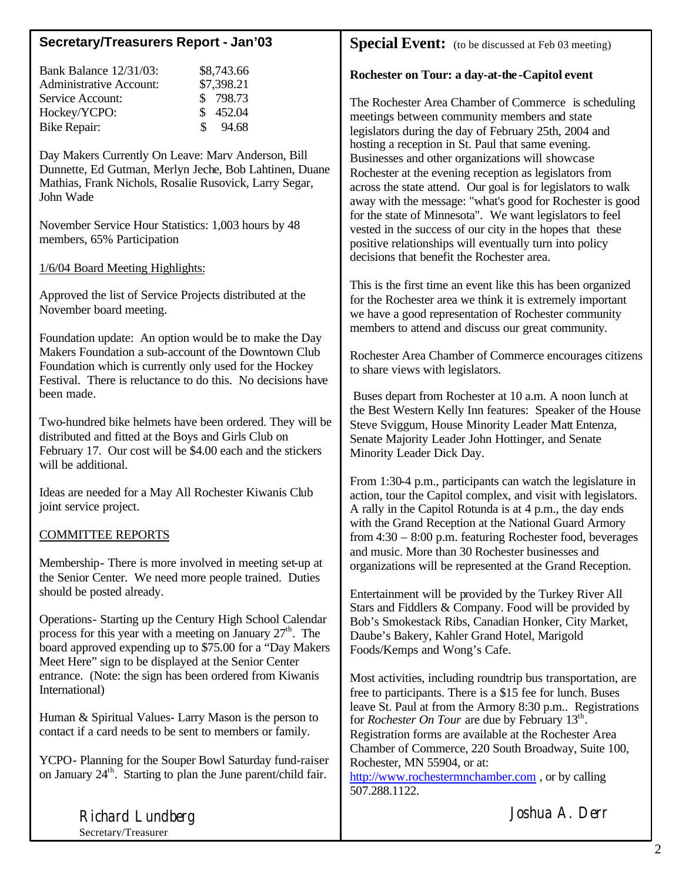## Secretary/Treasurers Report - Jan'03

| | |
|---|---|
| Bank Balance 12/31/03: | $8,743.66 |
| Administrative Account: | $7,398.21 |
| Service Account: | $ 798.73 |
| Hockey/YCPO: | $ 452.04 |
| Bike Repair: | $ 94.68 |

Day Makers Currently On Leave: Marv Anderson, Bill Dunnette, Ed Gutman, Merlyn Jeche, Bob Lahtinen, Duane Mathias, Frank Nichols, Rosalie Rusovick, Larry Segar, John Wade

November Service Hour Statistics: 1,003 hours by 48 members, 65% Participation

1/6/04 Board Meeting Highlights:

Approved the list of Service Projects distributed at the November board meeting.

Foundation update: An option would be to make the Day Makers Foundation a sub-account of the Downtown Club Foundation which is currently only used for the Hockey Festival. There is reluctance to do this. No decisions have been made.

Two-hundred bike helmets have been ordered. They will be distributed and fitted at the Boys and Girls Club on February 17. Our cost will be $4.00 each and the stickers will be additional.

Ideas are needed for a May All Rochester Kiwanis Club joint service project.

COMMITTEE REPORTS

Membership- There is more involved in meeting set-up at the Senior Center. We need more people trained. Duties should be posted already.

Operations- Starting up the Century High School Calendar process for this year with a meeting on January 27th. The board approved expending up to $75.00 for a "Day Makers Meet Here" sign to be displayed at the Senior Center entrance. (Note: the sign has been ordered from Kiwanis International)

Human & Spiritual Values- Larry Mason is the person to contact if a card needs to be sent to members or family.

YCPO- Planning for the Souper Bowl Saturday fund-raiser on January 24th. Starting to plan the June parent/child fair.

Richard Lundberg
Secretary/Treasurer

## Special Event: (to be discussed at Feb 03 meeting)

**Rochester on Tour: a day-at-the-Capitol event**

The Rochester Area Chamber of Commerce is scheduling meetings between community members and state legislators during the day of February 25th, 2004 and hosting a reception in St. Paul that same evening. Businesses and other organizations will showcase Rochester at the evening reception as legislators from across the state attend. Our goal is for legislators to walk away with the message: "what's good for Rochester is good for the state of Minnesota". We want legislators to feel vested in the success of our city in the hopes that these positive relationships will eventually turn into policy decisions that benefit the Rochester area.

This is the first time an event like this has been organized for the Rochester area we think it is extremely important we have a good representation of Rochester community members to attend and discuss our great community.

Rochester Area Chamber of Commerce encourages citizens to share views with legislators.

Buses depart from Rochester at 10 a.m. A noon lunch at the Best Western Kelly Inn features: Speaker of the House Steve Sviggum, House Minority Leader Matt Entenza, Senate Majority Leader John Hottinger, and Senate Minority Leader Dick Day.

From 1:30-4 p.m., participants can watch the legislature in action, tour the Capitol complex, and visit with legislators. A rally in the Capitol Rotunda is at 4 p.m., the day ends with the Grand Reception at the National Guard Armory from 4:30 – 8:00 p.m. featuring Rochester food, beverages and music. More than 30 Rochester businesses and organizations will be represented at the Grand Reception.

Entertainment will be provided by the Turkey River All Stars and Fiddlers & Company. Food will be provided by Bob's Smokestack Ribs, Canadian Honker, City Market, Daube's Bakery, Kahler Grand Hotel, Marigold Foods/Kemps and Wong's Cafe.

Most activities, including roundtrip bus transportation, are free to participants. There is a $15 fee for lunch. Buses leave St. Paul at from the Armory 8:30 p.m.. Registrations for *Rochester On Tour* are due by February 13th. Registration forms are available at the Rochester Area Chamber of Commerce, 220 South Broadway, Suite 100, Rochester, MN 55904, or at: http://www.rochestermnchamber.com , or by calling 507.288.1122.

Joshua A. Derr